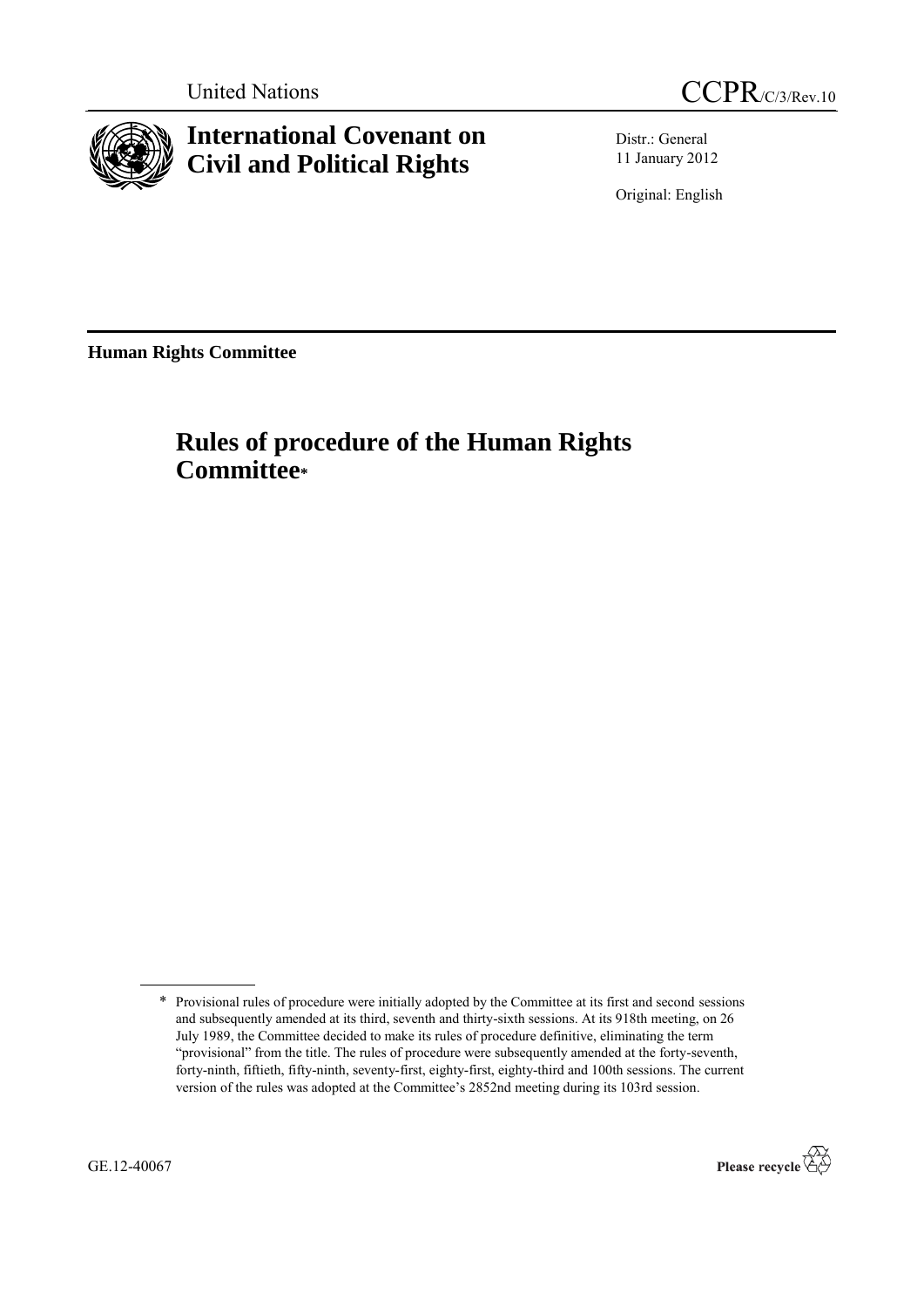United Nations CCPR/C/3/Rev.10

# International Covenant on Civil and Political Rights

Distr.: General
11 January 2012

Original: English

**Human Rights Committee**

# Rules of procedure of the Human Rights Committee*

\* Provisional rules of procedure were initially adopted by the Committee at its first and second sessions and subsequently amended at its third, seventh and thirty-sixth sessions. At its 918th meeting, on 26 July 1989, the Committee decided to make its rules of procedure definitive, eliminating the term "provisional" from the title. The rules of procedure were subsequently amended at the forty-seventh, forty-ninth, fiftieth, fifty-ninth, seventy-first, eighty-first, eighty-third and 100th sessions. The current version of the rules was adopted at the Committee's 2852nd meeting during its 103rd session.

GE.12-40067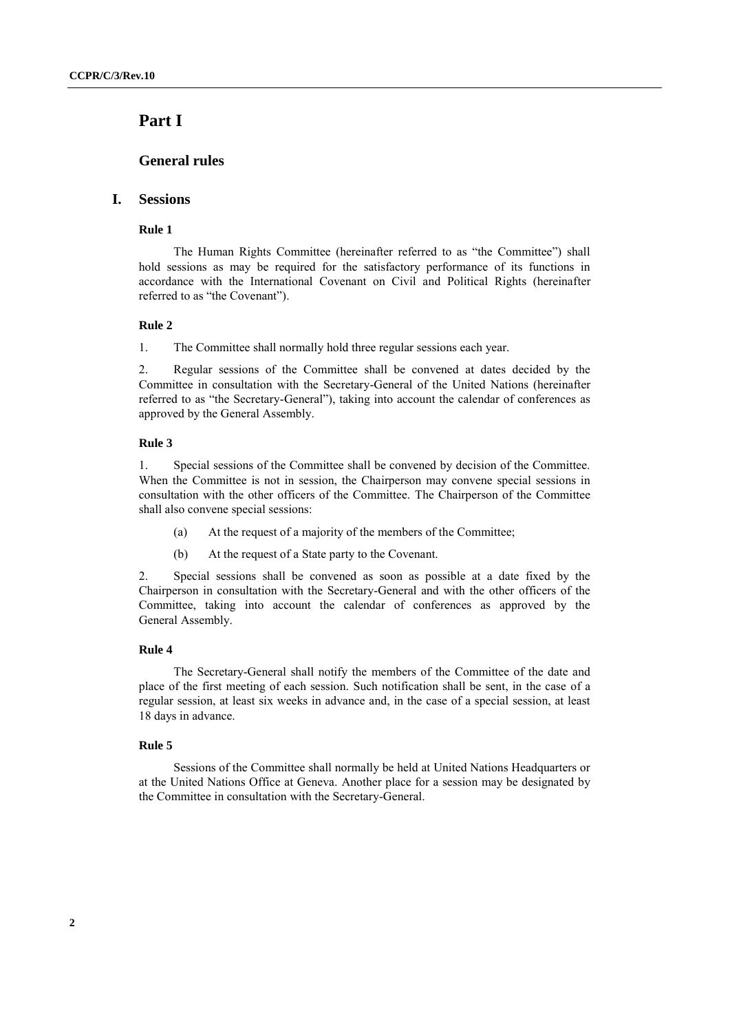# Part I

## General rules

### I. Sessions

#### Rule 1

The Human Rights Committee (hereinafter referred to as "the Committee") shall hold sessions as may be required for the satisfactory performance of its functions in accordance with the International Covenant on Civil and Political Rights (hereinafter referred to as "the Covenant").

#### Rule 2

1. The Committee shall normally hold three regular sessions each year.

2. Regular sessions of the Committee shall be convened at dates decided by the Committee in consultation with the Secretary-General of the United Nations (hereinafter referred to as "the Secretary-General"), taking into account the calendar of conferences as approved by the General Assembly.

#### Rule 3

1. Special sessions of the Committee shall be convened by decision of the Committee. When the Committee is not in session, the Chairperson may convene special sessions in consultation with the other officers of the Committee. The Chairperson of the Committee shall also convene special sessions:

   (a) At the request of a majority of the members of the Committee;

   (b) At the request of a State party to the Covenant.

2. Special sessions shall be convened as soon as possible at a date fixed by the Chairperson in consultation with the Secretary-General and with the other officers of the Committee, taking into account the calendar of conferences as approved by the General Assembly.

#### Rule 4

The Secretary-General shall notify the members of the Committee of the date and place of the first meeting of each session. Such notification shall be sent, in the case of a regular session, at least six weeks in advance and, in the case of a special session, at least 18 days in advance.

#### Rule 5

Sessions of the Committee shall normally be held at United Nations Headquarters or at the United Nations Office at Geneva. Another place for a session may be designated by the Committee in consultation with the Secretary-General.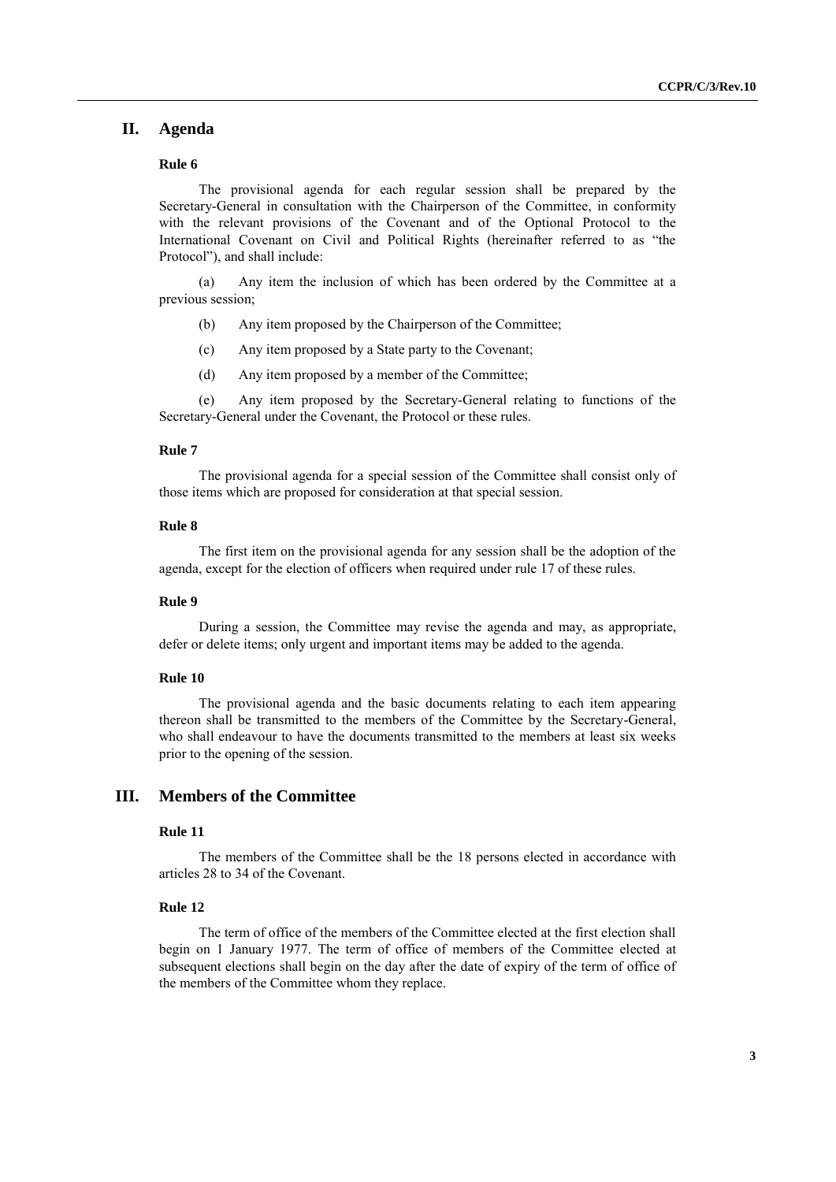## II. Agenda

### Rule 6

The provisional agenda for each regular session shall be prepared by the Secretary-General in consultation with the Chairperson of the Committee, in conformity with the relevant provisions of the Covenant and of the Optional Protocol to the International Covenant on Civil and Political Rights (hereinafter referred to as "the Protocol"), and shall include:

(a) Any item the inclusion of which has been ordered by the Committee at a previous session;

(b) Any item proposed by the Chairperson of the Committee;

(c) Any item proposed by a State party to the Covenant;

(d) Any item proposed by a member of the Committee;

(e) Any item proposed by the Secretary-General relating to functions of the Secretary-General under the Covenant, the Protocol or these rules.

### Rule 7

The provisional agenda for a special session of the Committee shall consist only of those items which are proposed for consideration at that special session.

### Rule 8

The first item on the provisional agenda for any session shall be the adoption of the agenda, except for the election of officers when required under rule 17 of these rules.

### Rule 9

During a session, the Committee may revise the agenda and may, as appropriate, defer or delete items; only urgent and important items may be added to the agenda.

### Rule 10

The provisional agenda and the basic documents relating to each item appearing thereon shall be transmitted to the members of the Committee by the Secretary-General, who shall endeavour to have the documents transmitted to the members at least six weeks prior to the opening of the session.

## III. Members of the Committee

### Rule 11

The members of the Committee shall be the 18 persons elected in accordance with articles 28 to 34 of the Covenant.

### Rule 12

The term of office of the members of the Committee elected at the first election shall begin on 1 January 1977. The term of office of members of the Committee elected at subsequent elections shall begin on the day after the date of expiry of the term of office of the members of the Committee whom they replace.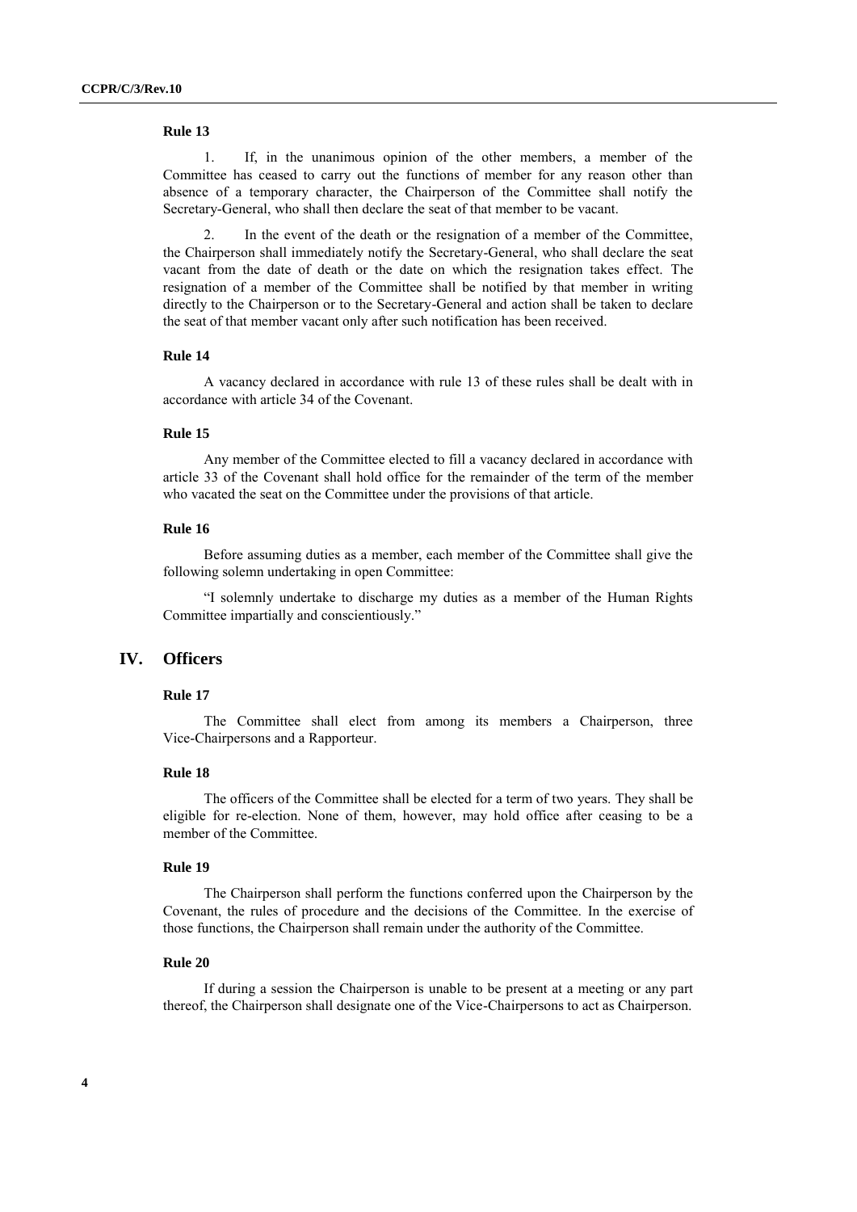### Rule 13

1. If, in the unanimous opinion of the other members, a member of the Committee has ceased to carry out the functions of member for any reason other than absence of a temporary character, the Chairperson of the Committee shall notify the Secretary-General, who shall then declare the seat of that member to be vacant.

2. In the event of the death or the resignation of a member of the Committee, the Chairperson shall immediately notify the Secretary-General, who shall declare the seat vacant from the date of death or the date on which the resignation takes effect. The resignation of a member of the Committee shall be notified by that member in writing directly to the Chairperson or to the Secretary-General and action shall be taken to declare the seat of that member vacant only after such notification has been received.

### Rule 14

A vacancy declared in accordance with rule 13 of these rules shall be dealt with in accordance with article 34 of the Covenant.

### Rule 15

Any member of the Committee elected to fill a vacancy declared in accordance with article 33 of the Covenant shall hold office for the remainder of the term of the member who vacated the seat on the Committee under the provisions of that article.

### Rule 16

Before assuming duties as a member, each member of the Committee shall give the following solemn undertaking in open Committee:

"I solemnly undertake to discharge my duties as a member of the Human Rights Committee impartially and conscientiously."

## IV. Officers

### Rule 17

The Committee shall elect from among its members a Chairperson, three Vice-Chairpersons and a Rapporteur.

### Rule 18

The officers of the Committee shall be elected for a term of two years. They shall be eligible for re-election. None of them, however, may hold office after ceasing to be a member of the Committee.

### Rule 19

The Chairperson shall perform the functions conferred upon the Chairperson by the Covenant, the rules of procedure and the decisions of the Committee. In the exercise of those functions, the Chairperson shall remain under the authority of the Committee.

### Rule 20

If during a session the Chairperson is unable to be present at a meeting or any part thereof, the Chairperson shall designate one of the Vice-Chairpersons to act as Chairperson.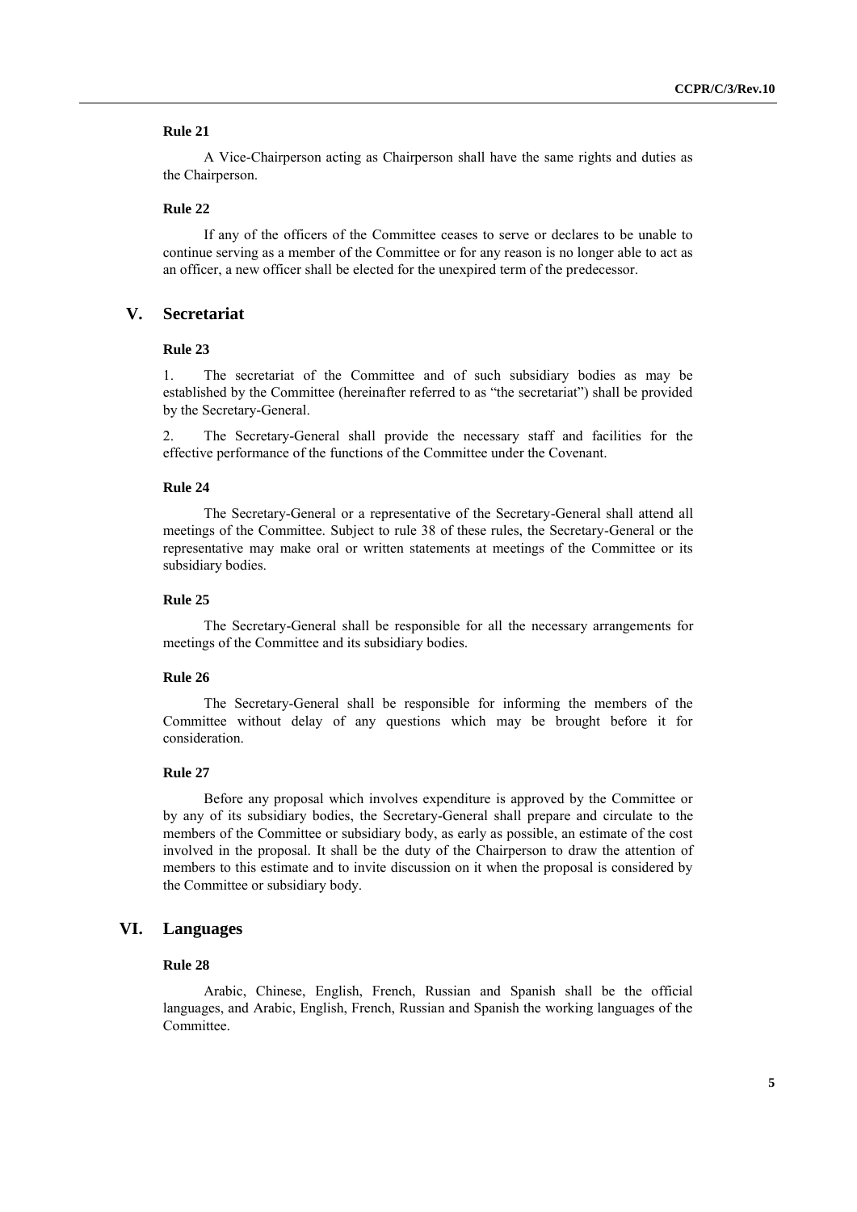#### Rule 21

A Vice-Chairperson acting as Chairperson shall have the same rights and duties as the Chairperson.

#### Rule 22

If any of the officers of the Committee ceases to serve or declares to be unable to continue serving as a member of the Committee or for any reason is no longer able to act as an officer, a new officer shall be elected for the unexpired term of the predecessor.

## V. Secretariat

#### Rule 23

1. The secretariat of the Committee and of such subsidiary bodies as may be established by the Committee (hereinafter referred to as "the secretariat") shall be provided by the Secretary-General.

2. The Secretary-General shall provide the necessary staff and facilities for the effective performance of the functions of the Committee under the Covenant.

#### Rule 24

The Secretary-General or a representative of the Secretary-General shall attend all meetings of the Committee. Subject to rule 38 of these rules, the Secretary-General or the representative may make oral or written statements at meetings of the Committee or its subsidiary bodies.

#### Rule 25

The Secretary-General shall be responsible for all the necessary arrangements for meetings of the Committee and its subsidiary bodies.

#### Rule 26

The Secretary-General shall be responsible for informing the members of the Committee without delay of any questions which may be brought before it for consideration.

#### Rule 27

Before any proposal which involves expenditure is approved by the Committee or by any of its subsidiary bodies, the Secretary-General shall prepare and circulate to the members of the Committee or subsidiary body, as early as possible, an estimate of the cost involved in the proposal. It shall be the duty of the Chairperson to draw the attention of members to this estimate and to invite discussion on it when the proposal is considered by the Committee or subsidiary body.

## VI. Languages

#### Rule 28

Arabic, Chinese, English, French, Russian and Spanish shall be the official languages, and Arabic, English, French, Russian and Spanish the working languages of the Committee.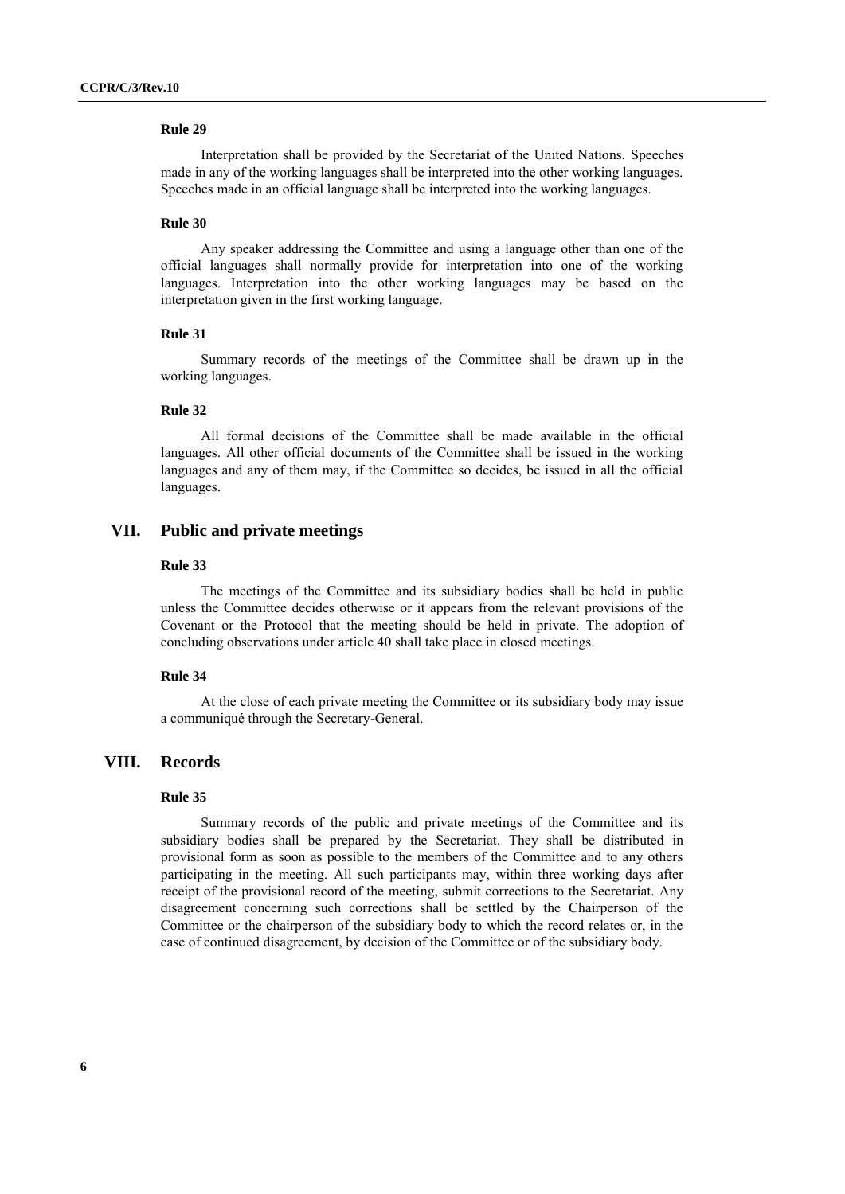#### Rule 29

Interpretation shall be provided by the Secretariat of the United Nations. Speeches made in any of the working languages shall be interpreted into the other working languages. Speeches made in an official language shall be interpreted into the working languages.

#### Rule 30

Any speaker addressing the Committee and using a language other than one of the official languages shall normally provide for interpretation into one of the working languages. Interpretation into the other working languages may be based on the interpretation given in the first working language.

#### Rule 31

Summary records of the meetings of the Committee shall be drawn up in the working languages.

#### Rule 32

All formal decisions of the Committee shall be made available in the official languages. All other official documents of the Committee shall be issued in the working languages and any of them may, if the Committee so decides, be issued in all the official languages.

## VII. Public and private meetings

#### Rule 33

The meetings of the Committee and its subsidiary bodies shall be held in public unless the Committee decides otherwise or it appears from the relevant provisions of the Covenant or the Protocol that the meeting should be held in private. The adoption of concluding observations under article 40 shall take place in closed meetings.

#### Rule 34

At the close of each private meeting the Committee or its subsidiary body may issue a communiqué through the Secretary-General.

## VIII. Records

#### Rule 35

Summary records of the public and private meetings of the Committee and its subsidiary bodies shall be prepared by the Secretariat. They shall be distributed in provisional form as soon as possible to the members of the Committee and to any others participating in the meeting. All such participants may, within three working days after receipt of the provisional record of the meeting, submit corrections to the Secretariat. Any disagreement concerning such corrections shall be settled by the Chairperson of the Committee or the chairperson of the subsidiary body to which the record relates or, in the case of continued disagreement, by decision of the Committee or of the subsidiary body.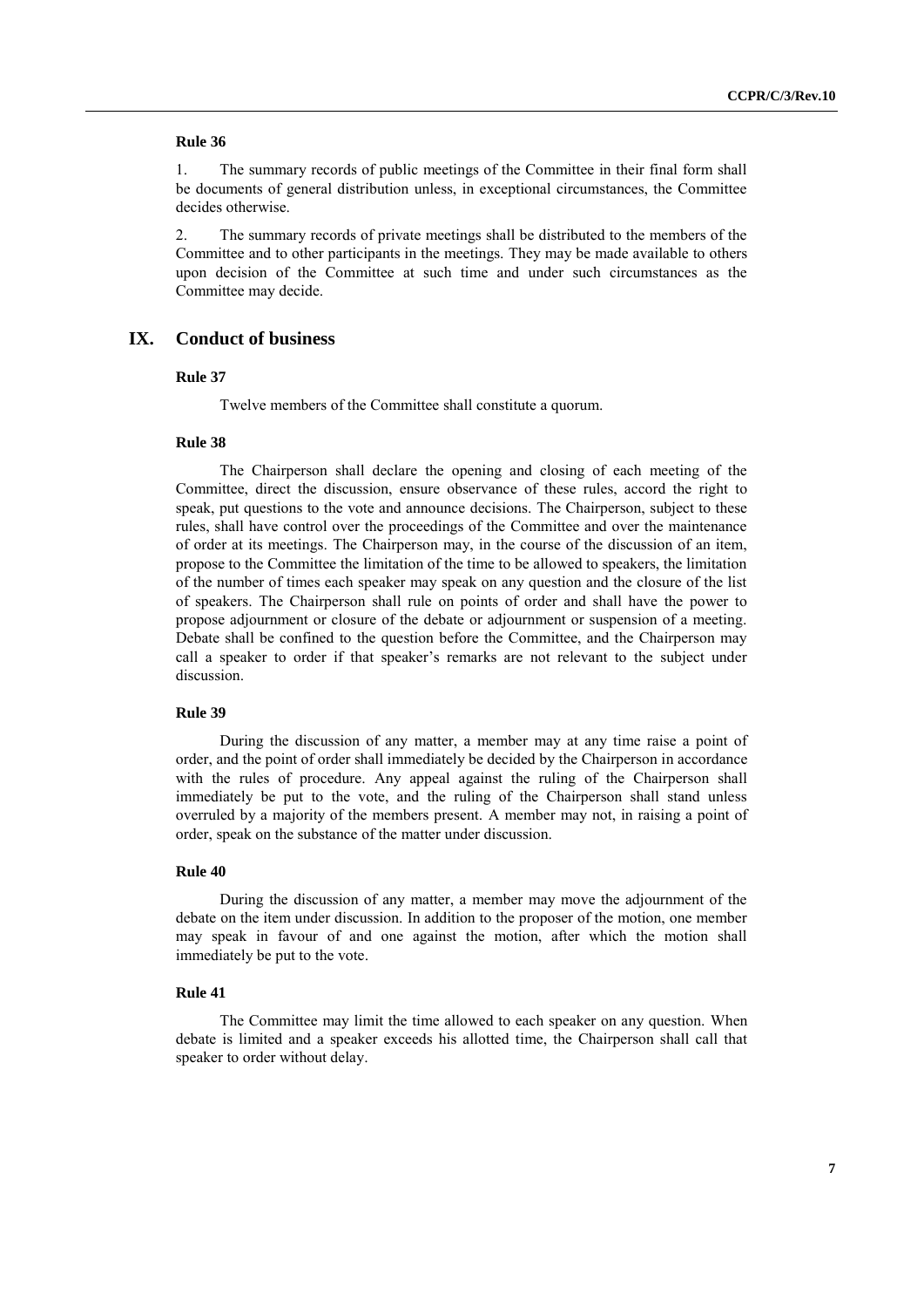### Rule 36

1. The summary records of public meetings of the Committee in their final form shall be documents of general distribution unless, in exceptional circumstances, the Committee decides otherwise.

2. The summary records of private meetings shall be distributed to the members of the Committee and to other participants in the meetings. They may be made available to others upon decision of the Committee at such time and under such circumstances as the Committee may decide.

## IX. Conduct of business

### Rule 37

Twelve members of the Committee shall constitute a quorum.

### Rule 38

The Chairperson shall declare the opening and closing of each meeting of the Committee, direct the discussion, ensure observance of these rules, accord the right to speak, put questions to the vote and announce decisions. The Chairperson, subject to these rules, shall have control over the proceedings of the Committee and over the maintenance of order at its meetings. The Chairperson may, in the course of the discussion of an item, propose to the Committee the limitation of the time to be allowed to speakers, the limitation of the number of times each speaker may speak on any question and the closure of the list of speakers. The Chairperson shall rule on points of order and shall have the power to propose adjournment or closure of the debate or adjournment or suspension of a meeting. Debate shall be confined to the question before the Committee, and the Chairperson may call a speaker to order if that speaker's remarks are not relevant to the subject under discussion.

### Rule 39

During the discussion of any matter, a member may at any time raise a point of order, and the point of order shall immediately be decided by the Chairperson in accordance with the rules of procedure. Any appeal against the ruling of the Chairperson shall immediately be put to the vote, and the ruling of the Chairperson shall stand unless overruled by a majority of the members present. A member may not, in raising a point of order, speak on the substance of the matter under discussion.

### Rule 40

During the discussion of any matter, a member may move the adjournment of the debate on the item under discussion. In addition to the proposer of the motion, one member may speak in favour of and one against the motion, after which the motion shall immediately be put to the vote.

### Rule 41

The Committee may limit the time allowed to each speaker on any question. When debate is limited and a speaker exceeds his allotted time, the Chairperson shall call that speaker to order without delay.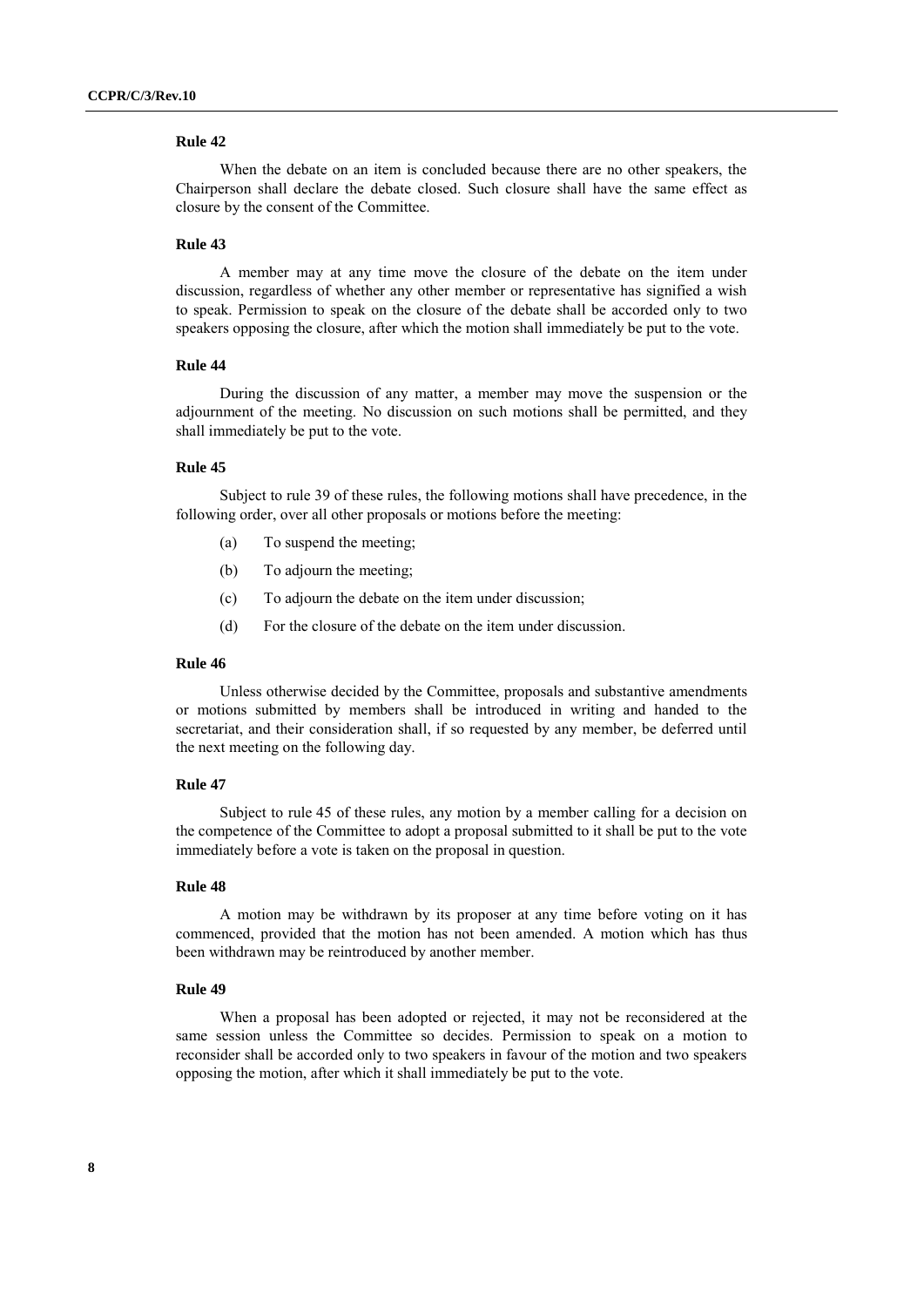### Rule 42

When the debate on an item is concluded because there are no other speakers, the Chairperson shall declare the debate closed. Such closure shall have the same effect as closure by the consent of the Committee.

### Rule 43

A member may at any time move the closure of the debate on the item under discussion, regardless of whether any other member or representative has signified a wish to speak. Permission to speak on the closure of the debate shall be accorded only to two speakers opposing the closure, after which the motion shall immediately be put to the vote.

### Rule 44

During the discussion of any matter, a member may move the suspension or the adjournment of the meeting. No discussion on such motions shall be permitted, and they shall immediately be put to the vote.

### Rule 45

Subject to rule 39 of these rules, the following motions shall have precedence, in the following order, over all other proposals or motions before the meeting:

(a) To suspend the meeting;

(b) To adjourn the meeting;

(c) To adjourn the debate on the item under discussion;

(d) For the closure of the debate on the item under discussion.

### Rule 46

Unless otherwise decided by the Committee, proposals and substantive amendments or motions submitted by members shall be introduced in writing and handed to the secretariat, and their consideration shall, if so requested by any member, be deferred until the next meeting on the following day.

### Rule 47

Subject to rule 45 of these rules, any motion by a member calling for a decision on the competence of the Committee to adopt a proposal submitted to it shall be put to the vote immediately before a vote is taken on the proposal in question.

### Rule 48

A motion may be withdrawn by its proposer at any time before voting on it has commenced, provided that the motion has not been amended. A motion which has thus been withdrawn may be reintroduced by another member.

### Rule 49

When a proposal has been adopted or rejected, it may not be reconsidered at the same session unless the Committee so decides. Permission to speak on a motion to reconsider shall be accorded only to two speakers in favour of the motion and two speakers opposing the motion, after which it shall immediately be put to the vote.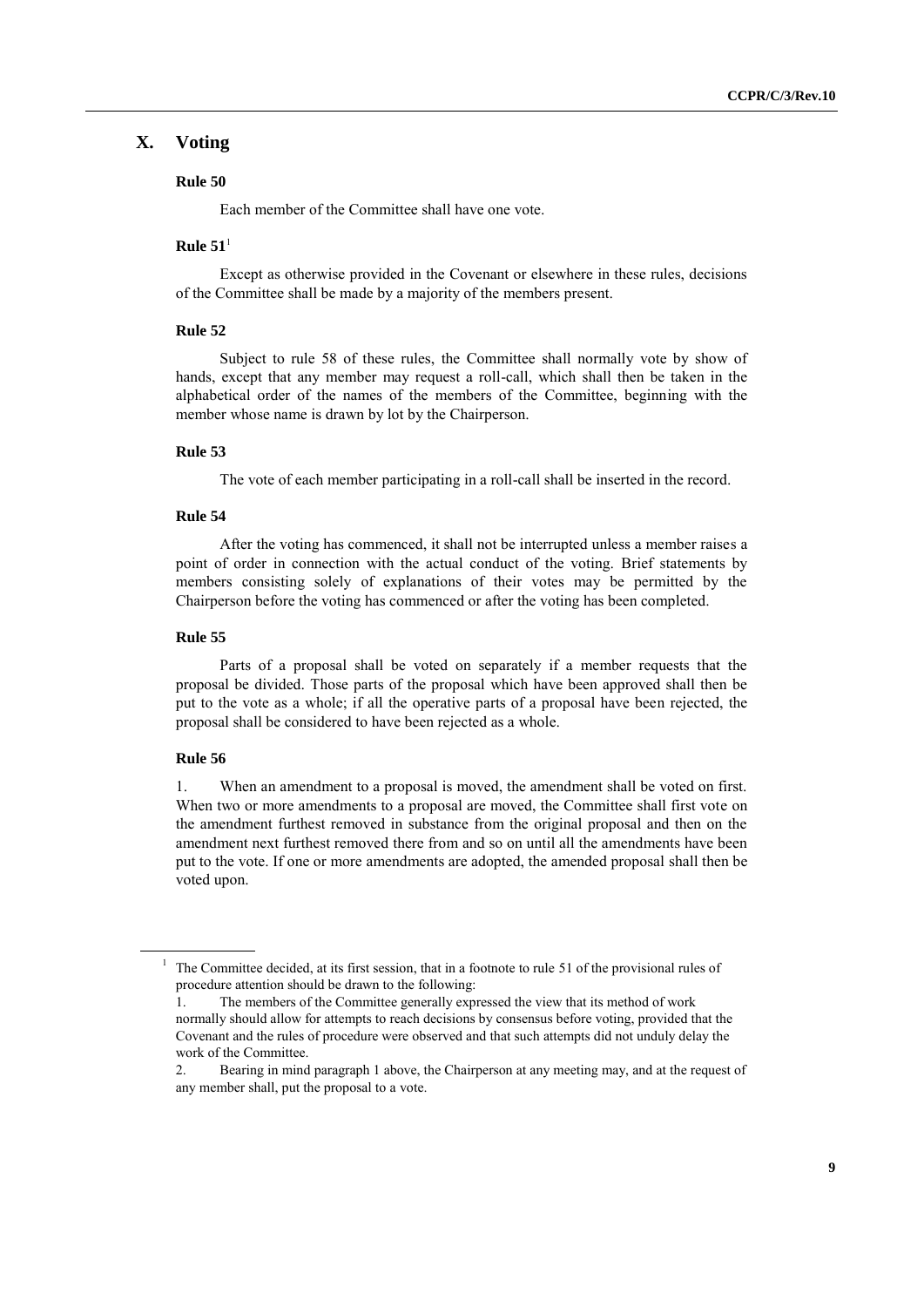## X. Voting

### Rule 50

Each member of the Committee shall have one vote.

### Rule 51[1]

Except as otherwise provided in the Covenant or elsewhere in these rules, decisions of the Committee shall be made by a majority of the members present.

### Rule 52

Subject to rule 58 of these rules, the Committee shall normally vote by show of hands, except that any member may request a roll-call, which shall then be taken in the alphabetical order of the names of the members of the Committee, beginning with the member whose name is drawn by lot by the Chairperson.

### Rule 53

The vote of each member participating in a roll-call shall be inserted in the record.

### Rule 54

After the voting has commenced, it shall not be interrupted unless a member raises a point of order in connection with the actual conduct of the voting. Brief statements by members consisting solely of explanations of their votes may be permitted by the Chairperson before the voting has commenced or after the voting has been completed.

### Rule 55

Parts of a proposal shall be voted on separately if a member requests that the proposal be divided. Those parts of the proposal which have been approved shall then be put to the vote as a whole; if all the operative parts of a proposal have been rejected, the proposal shall be considered to have been rejected as a whole.

### Rule 56

1. When an amendment to a proposal is moved, the amendment shall be voted on first. When two or more amendments to a proposal are moved, the Committee shall first vote on the amendment furthest removed in substance from the original proposal and then on the amendment next furthest removed there from and so on until all the amendments have been put to the vote. If one or more amendments are adopted, the amended proposal shall then be voted upon.

---

[1] The Committee decided, at its first session, that in a footnote to rule 51 of the provisional rules of procedure attention should be drawn to the following:

1. The members of the Committee generally expressed the view that its method of work normally should allow for attempts to reach decisions by consensus before voting, provided that the Covenant and the rules of procedure were observed and that such attempts did not unduly delay the work of the Committee.

2. Bearing in mind paragraph 1 above, the Chairperson at any meeting may, and at the request of any member shall, put the proposal to a vote.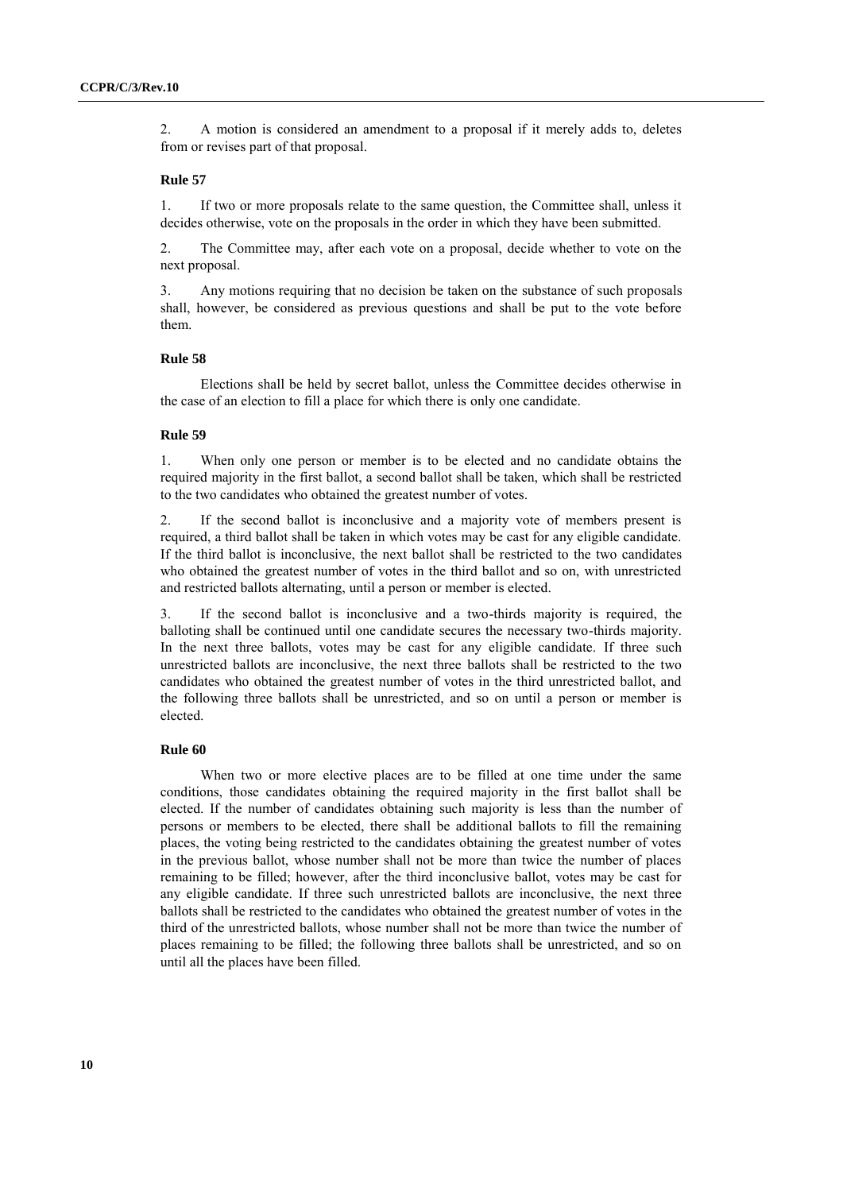2. A motion is considered an amendment to a proposal if it merely adds to, deletes from or revises part of that proposal.

### Rule 57

1. If two or more proposals relate to the same question, the Committee shall, unless it decides otherwise, vote on the proposals in the order in which they have been submitted.

2. The Committee may, after each vote on a proposal, decide whether to vote on the next proposal.

3. Any motions requiring that no decision be taken on the substance of such proposals shall, however, be considered as previous questions and shall be put to the vote before them.

### Rule 58

Elections shall be held by secret ballot, unless the Committee decides otherwise in the case of an election to fill a place for which there is only one candidate.

### Rule 59

1. When only one person or member is to be elected and no candidate obtains the required majority in the first ballot, a second ballot shall be taken, which shall be restricted to the two candidates who obtained the greatest number of votes.

2. If the second ballot is inconclusive and a majority vote of members present is required, a third ballot shall be taken in which votes may be cast for any eligible candidate. If the third ballot is inconclusive, the next ballot shall be restricted to the two candidates who obtained the greatest number of votes in the third ballot and so on, with unrestricted and restricted ballots alternating, until a person or member is elected.

3. If the second ballot is inconclusive and a two-thirds majority is required, the balloting shall be continued until one candidate secures the necessary two-thirds majority. In the next three ballots, votes may be cast for any eligible candidate. If three such unrestricted ballots are inconclusive, the next three ballots shall be restricted to the two candidates who obtained the greatest number of votes in the third unrestricted ballot, and the following three ballots shall be unrestricted, and so on until a person or member is elected.

### Rule 60

When two or more elective places are to be filled at one time under the same conditions, those candidates obtaining the required majority in the first ballot shall be elected. If the number of candidates obtaining such majority is less than the number of persons or members to be elected, there shall be additional ballots to fill the remaining places, the voting being restricted to the candidates obtaining the greatest number of votes in the previous ballot, whose number shall not be more than twice the number of places remaining to be filled; however, after the third inconclusive ballot, votes may be cast for any eligible candidate. If three such unrestricted ballots are inconclusive, the next three ballots shall be restricted to the candidates who obtained the greatest number of votes in the third of the unrestricted ballots, whose number shall not be more than twice the number of places remaining to be filled; the following three ballots shall be unrestricted, and so on until all the places have been filled.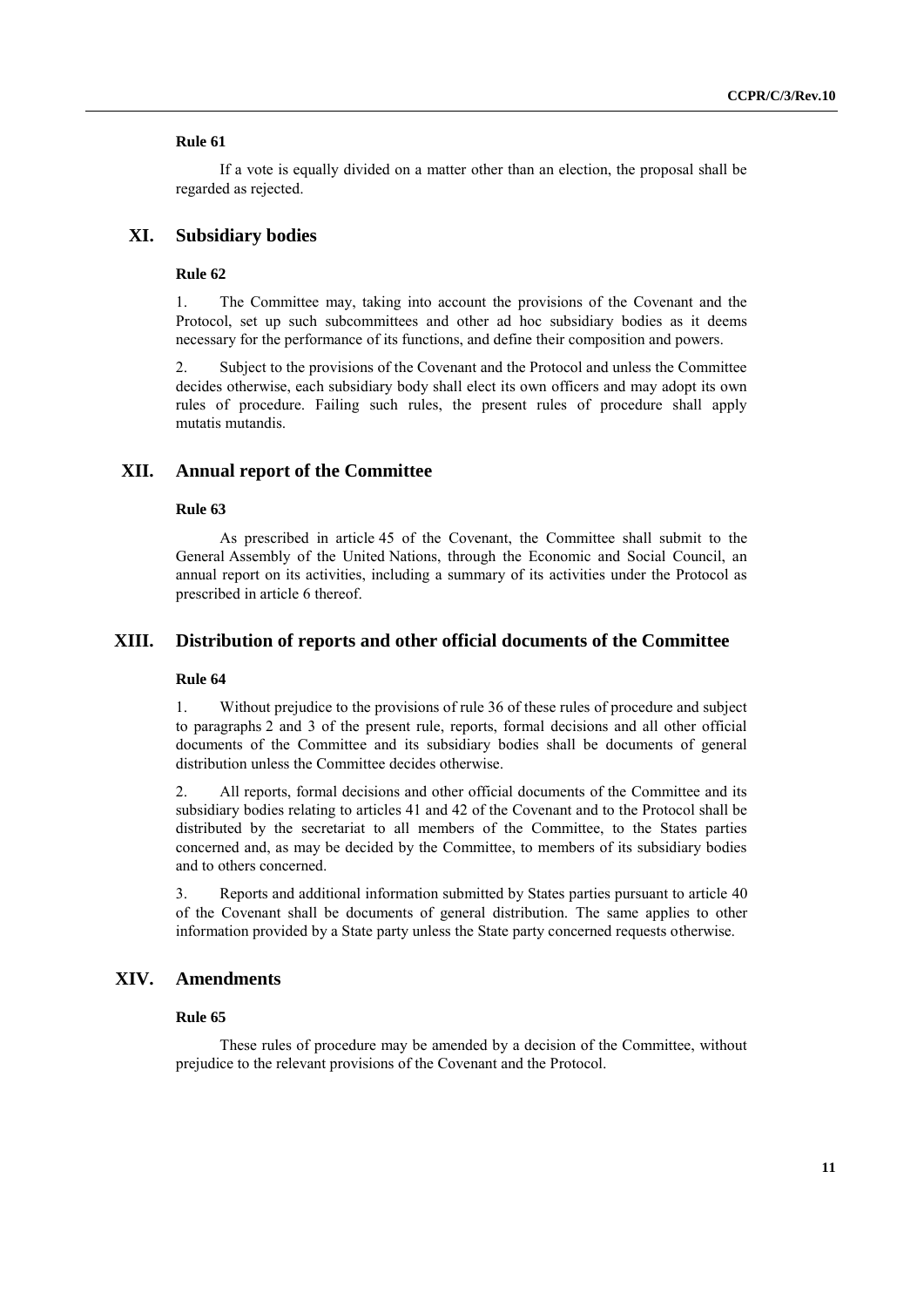#### Rule 61

If a vote is equally divided on a matter other than an election, the proposal shall be regarded as rejected.

## XI. Subsidiary bodies

#### Rule 62

1. The Committee may, taking into account the provisions of the Covenant and the Protocol, set up such subcommittees and other ad hoc subsidiary bodies as it deems necessary for the performance of its functions, and define their composition and powers.

2. Subject to the provisions of the Covenant and the Protocol and unless the Committee decides otherwise, each subsidiary body shall elect its own officers and may adopt its own rules of procedure. Failing such rules, the present rules of procedure shall apply mutatis mutandis.

## XII. Annual report of the Committee

#### Rule 63

As prescribed in article 45 of the Covenant, the Committee shall submit to the General Assembly of the United Nations, through the Economic and Social Council, an annual report on its activities, including a summary of its activities under the Protocol as prescribed in article 6 thereof.

## XIII. Distribution of reports and other official documents of the Committee

#### Rule 64

1. Without prejudice to the provisions of rule 36 of these rules of procedure and subject to paragraphs 2 and 3 of the present rule, reports, formal decisions and all other official documents of the Committee and its subsidiary bodies shall be documents of general distribution unless the Committee decides otherwise.

2. All reports, formal decisions and other official documents of the Committee and its subsidiary bodies relating to articles 41 and 42 of the Covenant and to the Protocol shall be distributed by the secretariat to all members of the Committee, to the States parties concerned and, as may be decided by the Committee, to members of its subsidiary bodies and to others concerned.

3. Reports and additional information submitted by States parties pursuant to article 40 of the Covenant shall be documents of general distribution. The same applies to other information provided by a State party unless the State party concerned requests otherwise.

## XIV. Amendments

#### Rule 65

These rules of procedure may be amended by a decision of the Committee, without prejudice to the relevant provisions of the Covenant and the Protocol.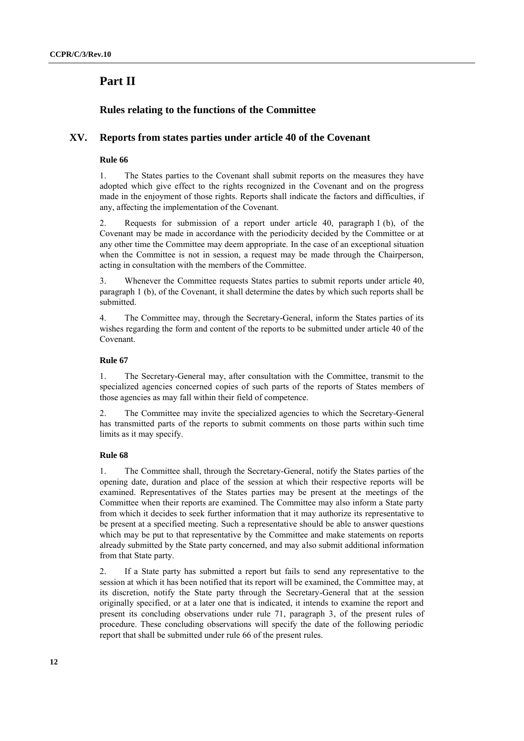# Part II

## Rules relating to the functions of the Committee

## XV. Reports from states parties under article 40 of the Covenant

### Rule 66

1. The States parties to the Covenant shall submit reports on the measures they have adopted which give effect to the rights recognized in the Covenant and on the progress made in the enjoyment of those rights. Reports shall indicate the factors and difficulties, if any, affecting the implementation of the Covenant.

2. Requests for submission of a report under article 40, paragraph 1 (b), of the Covenant may be made in accordance with the periodicity decided by the Committee or at any other time the Committee may deem appropriate. In the case of an exceptional situation when the Committee is not in session, a request may be made through the Chairperson, acting in consultation with the members of the Committee.

3. Whenever the Committee requests States parties to submit reports under article 40, paragraph 1 (b), of the Covenant, it shall determine the dates by which such reports shall be submitted.

4. The Committee may, through the Secretary-General, inform the States parties of its wishes regarding the form and content of the reports to be submitted under article 40 of the Covenant.

### Rule 67

1. The Secretary-General may, after consultation with the Committee, transmit to the specialized agencies concerned copies of such parts of the reports of States members of those agencies as may fall within their field of competence.

2. The Committee may invite the specialized agencies to which the Secretary-General has transmitted parts of the reports to submit comments on those parts within such time limits as it may specify.

### Rule 68

1. The Committee shall, through the Secretary-General, notify the States parties of the opening date, duration and place of the session at which their respective reports will be examined. Representatives of the States parties may be present at the meetings of the Committee when their reports are examined. The Committee may also inform a State party from which it decides to seek further information that it may authorize its representative to be present at a specified meeting. Such a representative should be able to answer questions which may be put to that representative by the Committee and make statements on reports already submitted by the State party concerned, and may also submit additional information from that State party.

2. If a State party has submitted a report but fails to send any representative to the session at which it has been notified that its report will be examined, the Committee may, at its discretion, notify the State party through the Secretary-General that at the session originally specified, or at a later one that is indicated, it intends to examine the report and present its concluding observations under rule 71, paragraph 3, of the present rules of procedure. These concluding observations will specify the date of the following periodic report that shall be submitted under rule 66 of the present rules.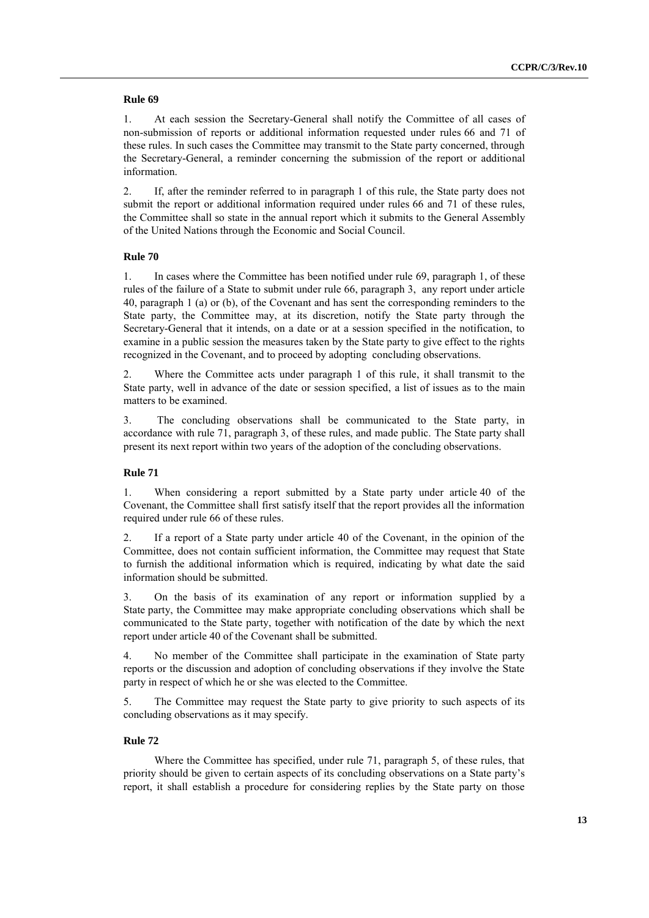### Rule 69

1. At each session the Secretary-General shall notify the Committee of all cases of non-submission of reports or additional information requested under rules 66 and 71 of these rules. In such cases the Committee may transmit to the State party concerned, through the Secretary-General, a reminder concerning the submission of the report or additional information.

2. If, after the reminder referred to in paragraph 1 of this rule, the State party does not submit the report or additional information required under rules 66 and 71 of these rules, the Committee shall so state in the annual report which it submits to the General Assembly of the United Nations through the Economic and Social Council.

### Rule 70

1. In cases where the Committee has been notified under rule 69, paragraph 1, of these rules of the failure of a State to submit under rule 66, paragraph 3, any report under article 40, paragraph 1 (a) or (b), of the Covenant and has sent the corresponding reminders to the State party, the Committee may, at its discretion, notify the State party through the Secretary-General that it intends, on a date or at a session specified in the notification, to examine in a public session the measures taken by the State party to give effect to the rights recognized in the Covenant, and to proceed by adopting concluding observations.

2. Where the Committee acts under paragraph 1 of this rule, it shall transmit to the State party, well in advance of the date or session specified, a list of issues as to the main matters to be examined.

3. The concluding observations shall be communicated to the State party, in accordance with rule 71, paragraph 3, of these rules, and made public. The State party shall present its next report within two years of the adoption of the concluding observations.

### Rule 71

1. When considering a report submitted by a State party under article 40 of the Covenant, the Committee shall first satisfy itself that the report provides all the information required under rule 66 of these rules.

2. If a report of a State party under article 40 of the Covenant, in the opinion of the Committee, does not contain sufficient information, the Committee may request that State to furnish the additional information which is required, indicating by what date the said information should be submitted.

3. On the basis of its examination of any report or information supplied by a State party, the Committee may make appropriate concluding observations which shall be communicated to the State party, together with notification of the date by which the next report under article 40 of the Covenant shall be submitted.

4. No member of the Committee shall participate in the examination of State party reports or the discussion and adoption of concluding observations if they involve the State party in respect of which he or she was elected to the Committee.

5. The Committee may request the State party to give priority to such aspects of its concluding observations as it may specify.

### Rule 72

Where the Committee has specified, under rule 71, paragraph 5, of these rules, that priority should be given to certain aspects of its concluding observations on a State party's report, it shall establish a procedure for considering replies by the State party on those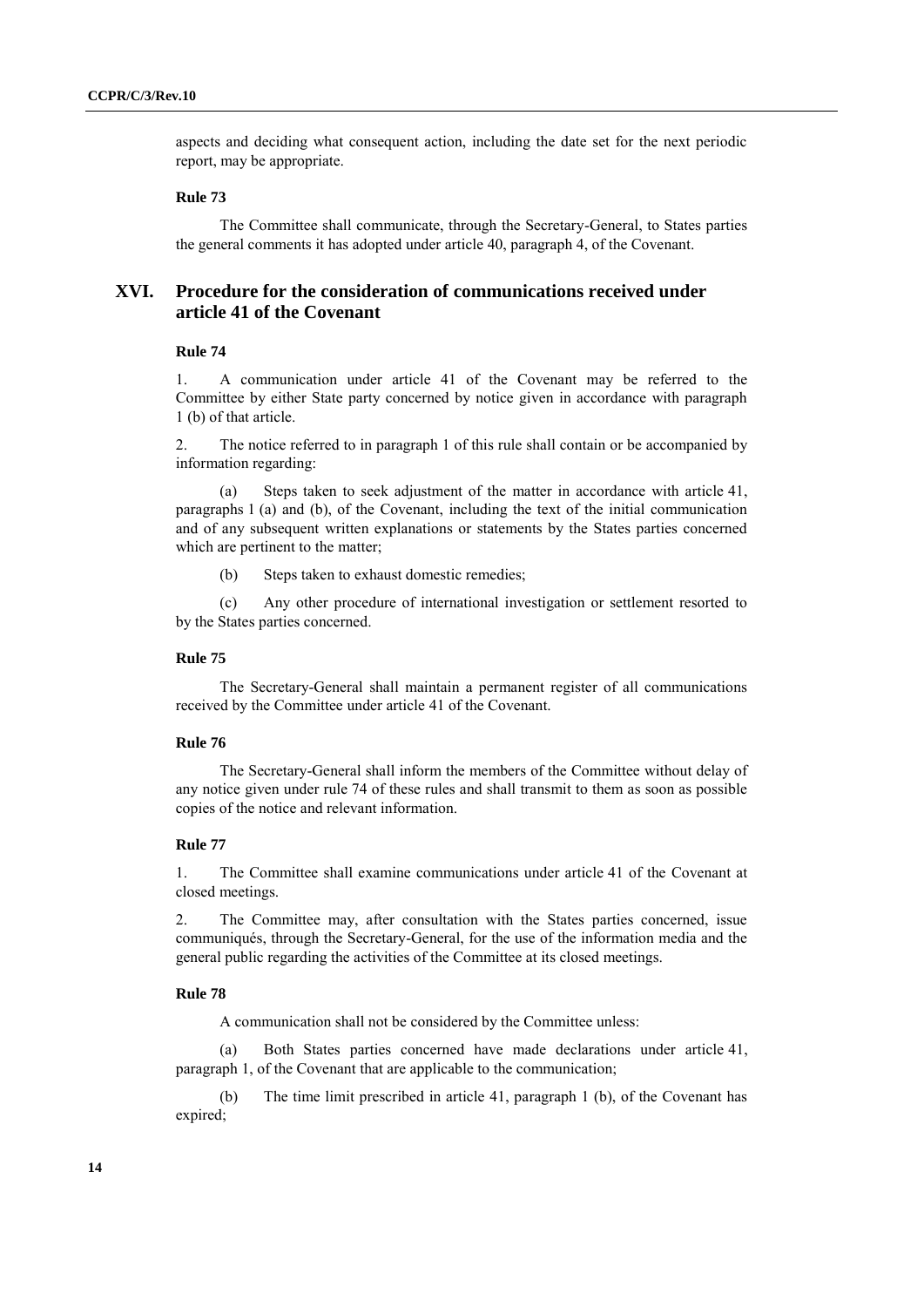aspects and deciding what consequent action, including the date set for the next periodic report, may be appropriate.

#### Rule 73

The Committee shall communicate, through the Secretary-General, to States parties the general comments it has adopted under article 40, paragraph 4, of the Covenant.

## XVI. Procedure for the consideration of communications received under article 41 of the Covenant

#### Rule 74

1. A communication under article 41 of the Covenant may be referred to the Committee by either State party concerned by notice given in accordance with paragraph 1 (b) of that article.

2. The notice referred to in paragraph 1 of this rule shall contain or be accompanied by information regarding:

(a) Steps taken to seek adjustment of the matter in accordance with article 41, paragraphs 1 (a) and (b), of the Covenant, including the text of the initial communication and of any subsequent written explanations or statements by the States parties concerned which are pertinent to the matter;

(b) Steps taken to exhaust domestic remedies;

(c) Any other procedure of international investigation or settlement resorted to by the States parties concerned.

#### Rule 75

The Secretary-General shall maintain a permanent register of all communications received by the Committee under article 41 of the Covenant.

#### Rule 76

The Secretary-General shall inform the members of the Committee without delay of any notice given under rule 74 of these rules and shall transmit to them as soon as possible copies of the notice and relevant information.

#### Rule 77

1. The Committee shall examine communications under article 41 of the Covenant at closed meetings.

2. The Committee may, after consultation with the States parties concerned, issue communiqués, through the Secretary-General, for the use of the information media and the general public regarding the activities of the Committee at its closed meetings.

#### Rule 78

A communication shall not be considered by the Committee unless:

(a) Both States parties concerned have made declarations under article 41, paragraph 1, of the Covenant that are applicable to the communication;

(b) The time limit prescribed in article 41, paragraph 1 (b), of the Covenant has expired;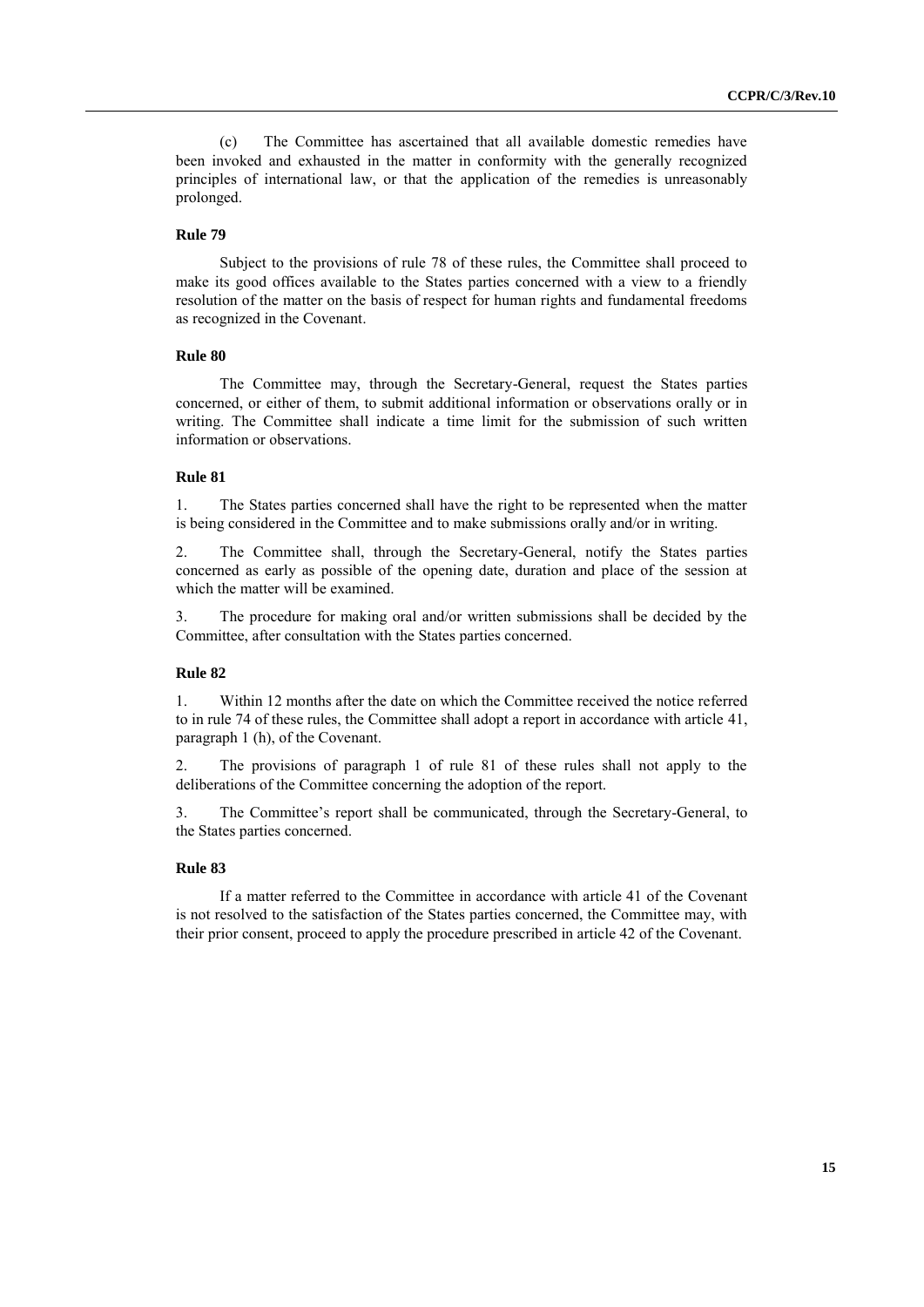(c) The Committee has ascertained that all available domestic remedies have been invoked and exhausted in the matter in conformity with the generally recognized principles of international law, or that the application of the remedies is unreasonably prolonged.

**Rule 79**

Subject to the provisions of rule 78 of these rules, the Committee shall proceed to make its good offices available to the States parties concerned with a view to a friendly resolution of the matter on the basis of respect for human rights and fundamental freedoms as recognized in the Covenant.

**Rule 80**

The Committee may, through the Secretary-General, request the States parties concerned, or either of them, to submit additional information or observations orally or in writing. The Committee shall indicate a time limit for the submission of such written information or observations.

**Rule 81**

1. The States parties concerned shall have the right to be represented when the matter is being considered in the Committee and to make submissions orally and/or in writing.

2. The Committee shall, through the Secretary-General, notify the States parties concerned as early as possible of the opening date, duration and place of the session at which the matter will be examined.

3. The procedure for making oral and/or written submissions shall be decided by the Committee, after consultation with the States parties concerned.

**Rule 82**

1. Within 12 months after the date on which the Committee received the notice referred to in rule 74 of these rules, the Committee shall adopt a report in accordance with article 41, paragraph 1 (h), of the Covenant.

2. The provisions of paragraph 1 of rule 81 of these rules shall not apply to the deliberations of the Committee concerning the adoption of the report.

3. The Committee's report shall be communicated, through the Secretary-General, to the States parties concerned.

**Rule 83**

If a matter referred to the Committee in accordance with article 41 of the Covenant is not resolved to the satisfaction of the States parties concerned, the Committee may, with their prior consent, proceed to apply the procedure prescribed in article 42 of the Covenant.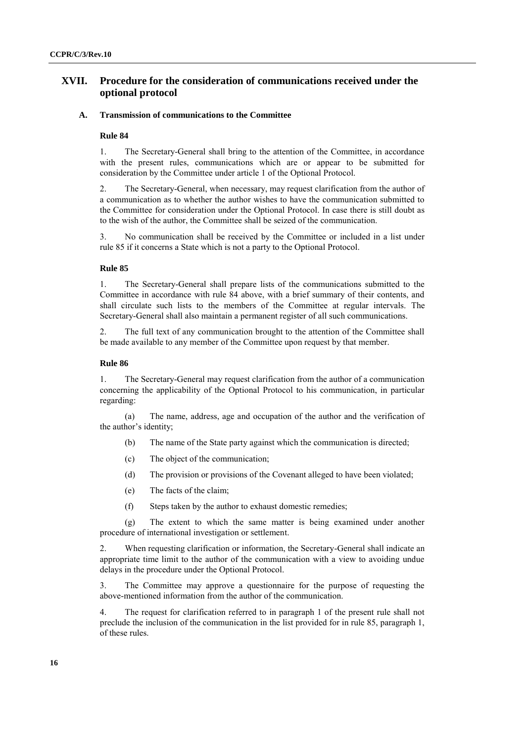## XVII. Procedure for the consideration of communications received under the optional protocol

### A. Transmission of communications to the Committee

#### Rule 84

1. The Secretary-General shall bring to the attention of the Committee, in accordance with the present rules, communications which are or appear to be submitted for consideration by the Committee under article 1 of the Optional Protocol.

2. The Secretary-General, when necessary, may request clarification from the author of a communication as to whether the author wishes to have the communication submitted to the Committee for consideration under the Optional Protocol. In case there is still doubt as to the wish of the author, the Committee shall be seized of the communication.

3. No communication shall be received by the Committee or included in a list under rule 85 if it concerns a State which is not a party to the Optional Protocol.

#### Rule 85

1. The Secretary-General shall prepare lists of the communications submitted to the Committee in accordance with rule 84 above, with a brief summary of their contents, and shall circulate such lists to the members of the Committee at regular intervals. The Secretary-General shall also maintain a permanent register of all such communications.

2. The full text of any communication brought to the attention of the Committee shall be made available to any member of the Committee upon request by that member.

#### Rule 86

1. The Secretary-General may request clarification from the author of a communication concerning the applicability of the Optional Protocol to his communication, in particular regarding:

(a) The name, address, age and occupation of the author and the verification of the author's identity;

(b) The name of the State party against which the communication is directed;

(c) The object of the communication;

(d) The provision or provisions of the Covenant alleged to have been violated;

(e) The facts of the claim;

(f) Steps taken by the author to exhaust domestic remedies;

(g) The extent to which the same matter is being examined under another procedure of international investigation or settlement.

2. When requesting clarification or information, the Secretary-General shall indicate an appropriate time limit to the author of the communication with a view to avoiding undue delays in the procedure under the Optional Protocol.

3. The Committee may approve a questionnaire for the purpose of requesting the above-mentioned information from the author of the communication.

4. The request for clarification referred to in paragraph 1 of the present rule shall not preclude the inclusion of the communication in the list provided for in rule 85, paragraph 1, of these rules.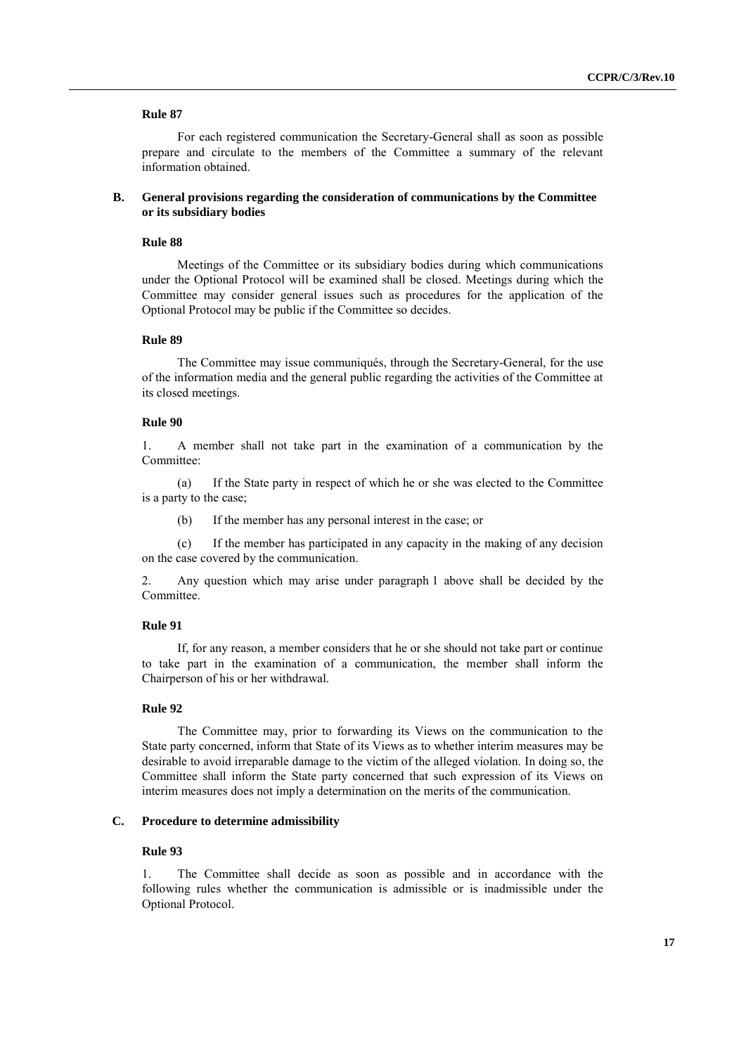#### Rule 87

For each registered communication the Secretary-General shall as soon as possible prepare and circulate to the members of the Committee a summary of the relevant information obtained.

### B. General provisions regarding the consideration of communications by the Committee or its subsidiary bodies

#### Rule 88

Meetings of the Committee or its subsidiary bodies during which communications under the Optional Protocol will be examined shall be closed. Meetings during which the Committee may consider general issues such as procedures for the application of the Optional Protocol may be public if the Committee so decides.

#### Rule 89

The Committee may issue communiqués, through the Secretary-General, for the use of the information media and the general public regarding the activities of the Committee at its closed meetings.

#### Rule 90

1. A member shall not take part in the examination of a communication by the Committee:

(a) If the State party in respect of which he or she was elected to the Committee is a party to the case;

(b) If the member has any personal interest in the case; or

(c) If the member has participated in any capacity in the making of any decision on the case covered by the communication.

2. Any question which may arise under paragraph 1 above shall be decided by the Committee.

#### Rule 91

If, for any reason, a member considers that he or she should not take part or continue to take part in the examination of a communication, the member shall inform the Chairperson of his or her withdrawal.

#### Rule 92

The Committee may, prior to forwarding its Views on the communication to the State party concerned, inform that State of its Views as to whether interim measures may be desirable to avoid irreparable damage to the victim of the alleged violation. In doing so, the Committee shall inform the State party concerned that such expression of its Views on interim measures does not imply a determination on the merits of the communication.

### C. Procedure to determine admissibility

#### Rule 93

1. The Committee shall decide as soon as possible and in accordance with the following rules whether the communication is admissible or is inadmissible under the Optional Protocol.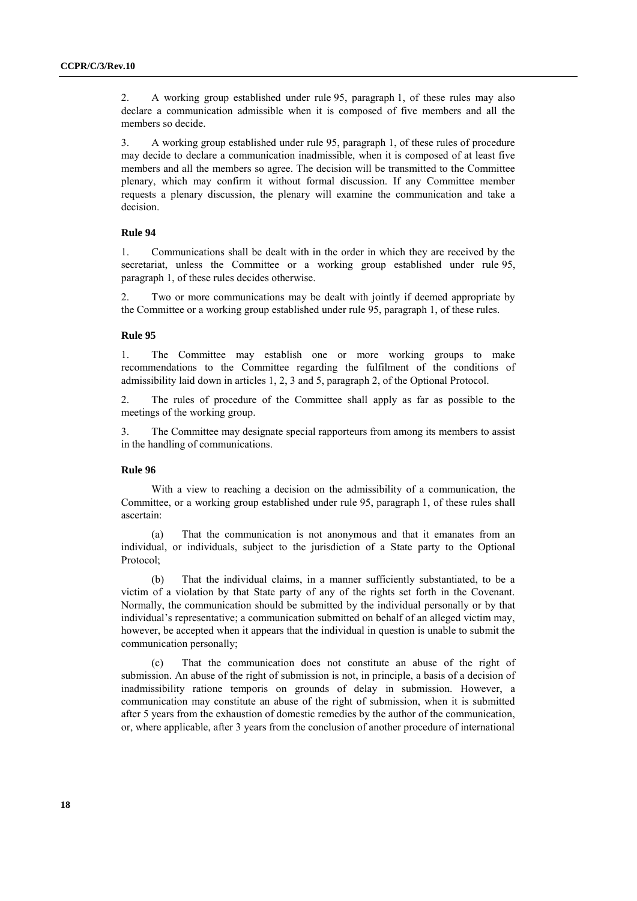2. A working group established under rule 95, paragraph 1, of these rules may also declare a communication admissible when it is composed of five members and all the members so decide.

3. A working group established under rule 95, paragraph 1, of these rules of procedure may decide to declare a communication inadmissible, when it is composed of at least five members and all the members so agree. The decision will be transmitted to the Committee plenary, which may confirm it without formal discussion. If any Committee member requests a plenary discussion, the plenary will examine the communication and take a decision.

#### Rule 94

1. Communications shall be dealt with in the order in which they are received by the secretariat, unless the Committee or a working group established under rule 95, paragraph 1, of these rules decides otherwise.

2. Two or more communications may be dealt with jointly if deemed appropriate by the Committee or a working group established under rule 95, paragraph 1, of these rules.

#### Rule 95

1. The Committee may establish one or more working groups to make recommendations to the Committee regarding the fulfilment of the conditions of admissibility laid down in articles 1, 2, 3 and 5, paragraph 2, of the Optional Protocol.

2. The rules of procedure of the Committee shall apply as far as possible to the meetings of the working group.

3. The Committee may designate special rapporteurs from among its members to assist in the handling of communications.

#### Rule 96

With a view to reaching a decision on the admissibility of a communication, the Committee, or a working group established under rule 95, paragraph 1, of these rules shall ascertain:

(a) That the communication is not anonymous and that it emanates from an individual, or individuals, subject to the jurisdiction of a State party to the Optional Protocol;

(b) That the individual claims, in a manner sufficiently substantiated, to be a victim of a violation by that State party of any of the rights set forth in the Covenant. Normally, the communication should be submitted by the individual personally or by that individual's representative; a communication submitted on behalf of an alleged victim may, however, be accepted when it appears that the individual in question is unable to submit the communication personally;

(c) That the communication does not constitute an abuse of the right of submission. An abuse of the right of submission is not, in principle, a basis of a decision of inadmissibility ratione temporis on grounds of delay in submission. However, a communication may constitute an abuse of the right of submission, when it is submitted after 5 years from the exhaustion of domestic remedies by the author of the communication, or, where applicable, after 3 years from the conclusion of another procedure of international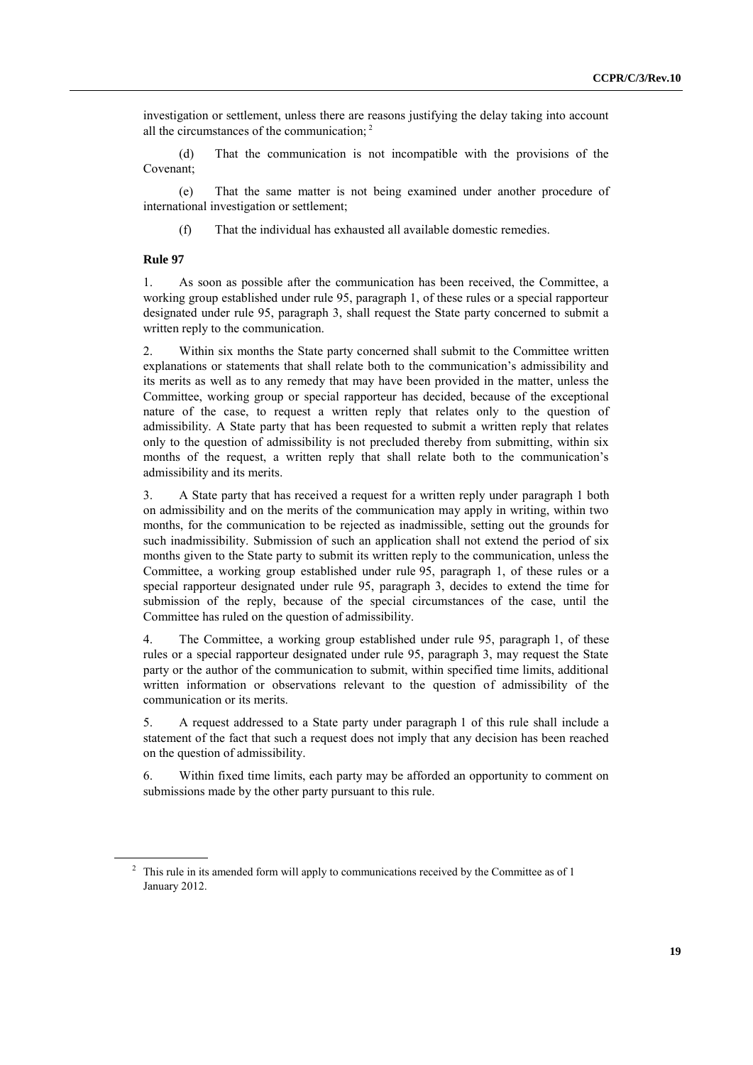investigation or settlement, unless there are reasons justifying the delay taking into account all the circumstances of the communication; [2]

(d) That the communication is not incompatible with the provisions of the Covenant;

(e) That the same matter is not being examined under another procedure of international investigation or settlement;

(f) That the individual has exhausted all available domestic remedies.

**Rule 97**

1. As soon as possible after the communication has been received, the Committee, a working group established under rule 95, paragraph 1, of these rules or a special rapporteur designated under rule 95, paragraph 3, shall request the State party concerned to submit a written reply to the communication.

2. Within six months the State party concerned shall submit to the Committee written explanations or statements that shall relate both to the communication's admissibility and its merits as well as to any remedy that may have been provided in the matter, unless the Committee, working group or special rapporteur has decided, because of the exceptional nature of the case, to request a written reply that relates only to the question of admissibility. A State party that has been requested to submit a written reply that relates only to the question of admissibility is not precluded thereby from submitting, within six months of the request, a written reply that shall relate both to the communication's admissibility and its merits.

3. A State party that has received a request for a written reply under paragraph 1 both on admissibility and on the merits of the communication may apply in writing, within two months, for the communication to be rejected as inadmissible, setting out the grounds for such inadmissibility. Submission of such an application shall not extend the period of six months given to the State party to submit its written reply to the communication, unless the Committee, a working group established under rule 95, paragraph 1, of these rules or a special rapporteur designated under rule 95, paragraph 3, decides to extend the time for submission of the reply, because of the special circumstances of the case, until the Committee has ruled on the question of admissibility.

4. The Committee, a working group established under rule 95, paragraph 1, of these rules or a special rapporteur designated under rule 95, paragraph 3, may request the State party or the author of the communication to submit, within specified time limits, additional written information or observations relevant to the question of admissibility of the communication or its merits.

5. A request addressed to a State party under paragraph 1 of this rule shall include a statement of the fact that such a request does not imply that any decision has been reached on the question of admissibility.

6. Within fixed time limits, each party may be afforded an opportunity to comment on submissions made by the other party pursuant to this rule.

[2] This rule in its amended form will apply to communications received by the Committee as of 1 January 2012.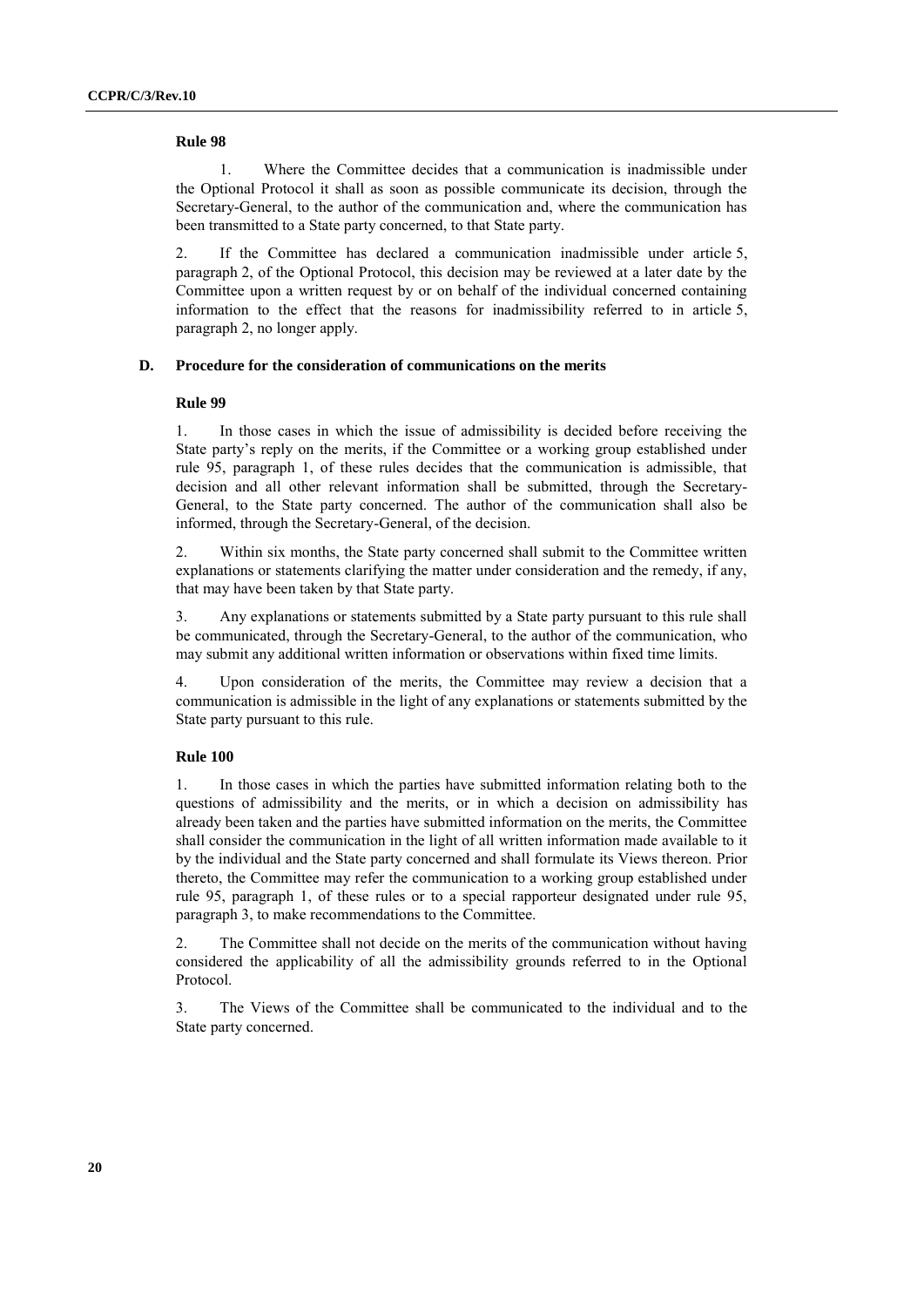### Rule 98

1. Where the Committee decides that a communication is inadmissible under the Optional Protocol it shall as soon as possible communicate its decision, through the Secretary-General, to the author of the communication and, where the communication has been transmitted to a State party concerned, to that State party.

2. If the Committee has declared a communication inadmissible under article 5, paragraph 2, of the Optional Protocol, this decision may be reviewed at a later date by the Committee upon a written request by or on behalf of the individual concerned containing information to the effect that the reasons for inadmissibility referred to in article 5, paragraph 2, no longer apply.

## D. Procedure for the consideration of communications on the merits

### Rule 99

1. In those cases in which the issue of admissibility is decided before receiving the State party's reply on the merits, if the Committee or a working group established under rule 95, paragraph 1, of these rules decides that the communication is admissible, that decision and all other relevant information shall be submitted, through the Secretary-General, to the State party concerned. The author of the communication shall also be informed, through the Secretary-General, of the decision.

2. Within six months, the State party concerned shall submit to the Committee written explanations or statements clarifying the matter under consideration and the remedy, if any, that may have been taken by that State party.

3. Any explanations or statements submitted by a State party pursuant to this rule shall be communicated, through the Secretary-General, to the author of the communication, who may submit any additional written information or observations within fixed time limits.

4. Upon consideration of the merits, the Committee may review a decision that a communication is admissible in the light of any explanations or statements submitted by the State party pursuant to this rule.

### Rule 100

1. In those cases in which the parties have submitted information relating both to the questions of admissibility and the merits, or in which a decision on admissibility has already been taken and the parties have submitted information on the merits, the Committee shall consider the communication in the light of all written information made available to it by the individual and the State party concerned and shall formulate its Views thereon. Prior thereto, the Committee may refer the communication to a working group established under rule 95, paragraph 1, of these rules or to a special rapporteur designated under rule 95, paragraph 3, to make recommendations to the Committee.

2. The Committee shall not decide on the merits of the communication without having considered the applicability of all the admissibility grounds referred to in the Optional Protocol.

3. The Views of the Committee shall be communicated to the individual and to the State party concerned.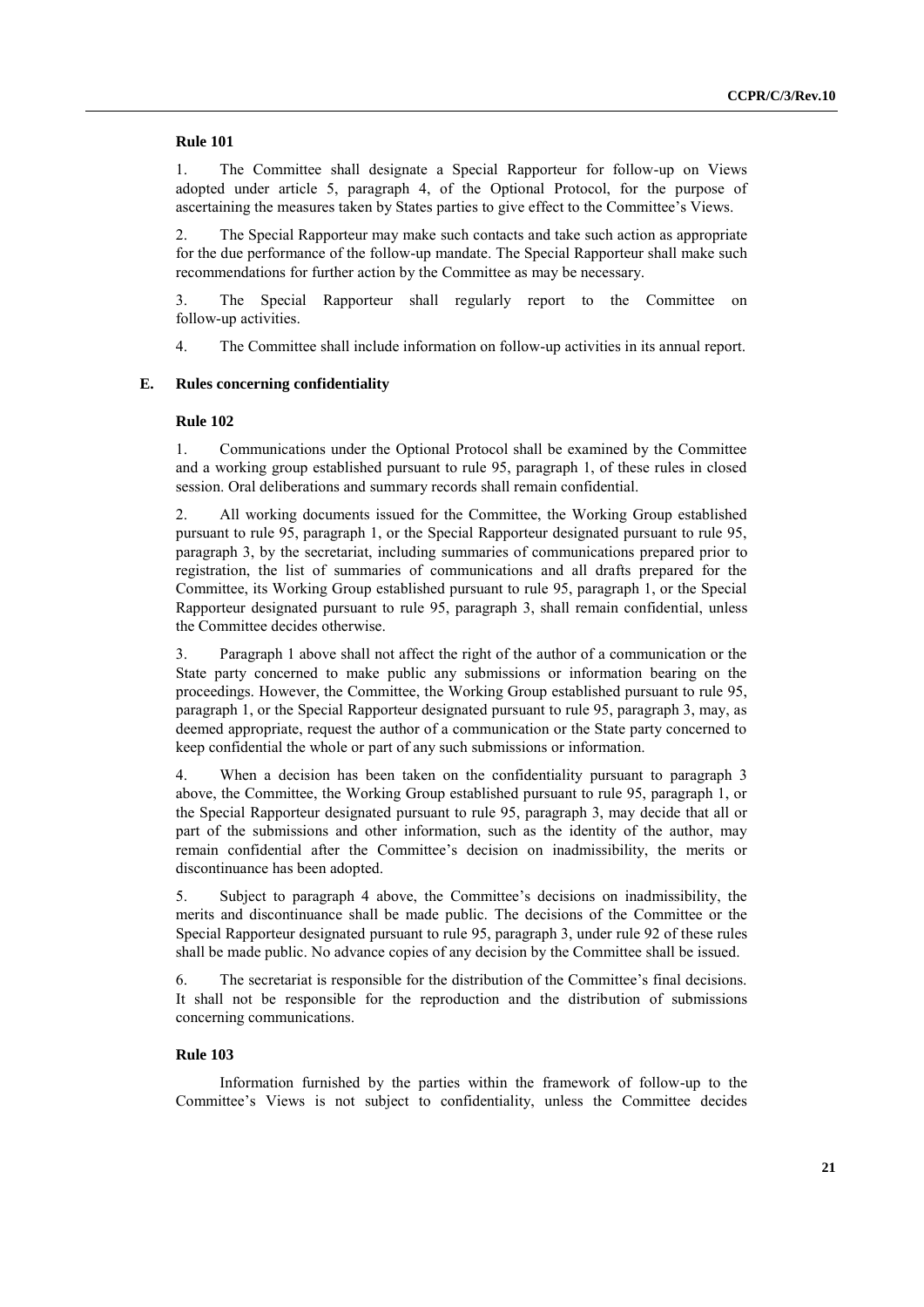### Rule 101

1. The Committee shall designate a Special Rapporteur for follow-up on Views adopted under article 5, paragraph 4, of the Optional Protocol, for the purpose of ascertaining the measures taken by States parties to give effect to the Committee's Views.

2. The Special Rapporteur may make such contacts and take such action as appropriate for the due performance of the follow-up mandate. The Special Rapporteur shall make such recommendations for further action by the Committee as may be necessary.

3. The Special Rapporteur shall regularly report to the Committee on follow-up activities.

4. The Committee shall include information on follow-up activities in its annual report.

## E. Rules concerning confidentiality

### Rule 102

1. Communications under the Optional Protocol shall be examined by the Committee and a working group established pursuant to rule 95, paragraph 1, of these rules in closed session. Oral deliberations and summary records shall remain confidential.

2. All working documents issued for the Committee, the Working Group established pursuant to rule 95, paragraph 1, or the Special Rapporteur designated pursuant to rule 95, paragraph 3, by the secretariat, including summaries of communications prepared prior to registration, the list of summaries of communications and all drafts prepared for the Committee, its Working Group established pursuant to rule 95, paragraph 1, or the Special Rapporteur designated pursuant to rule 95, paragraph 3, shall remain confidential, unless the Committee decides otherwise.

3. Paragraph 1 above shall not affect the right of the author of a communication or the State party concerned to make public any submissions or information bearing on the proceedings. However, the Committee, the Working Group established pursuant to rule 95, paragraph 1, or the Special Rapporteur designated pursuant to rule 95, paragraph 3, may, as deemed appropriate, request the author of a communication or the State party concerned to keep confidential the whole or part of any such submissions or information.

4. When a decision has been taken on the confidentiality pursuant to paragraph 3 above, the Committee, the Working Group established pursuant to rule 95, paragraph 1, or the Special Rapporteur designated pursuant to rule 95, paragraph 3, may decide that all or part of the submissions and other information, such as the identity of the author, may remain confidential after the Committee's decision on inadmissibility, the merits or discontinuance has been adopted.

5. Subject to paragraph 4 above, the Committee's decisions on inadmissibility, the merits and discontinuance shall be made public. The decisions of the Committee or the Special Rapporteur designated pursuant to rule 95, paragraph 3, under rule 92 of these rules shall be made public. No advance copies of any decision by the Committee shall be issued.

6. The secretariat is responsible for the distribution of the Committee's final decisions. It shall not be responsible for the reproduction and the distribution of submissions concerning communications.

### Rule 103

Information furnished by the parties within the framework of follow-up to the Committee's Views is not subject to confidentiality, unless the Committee decides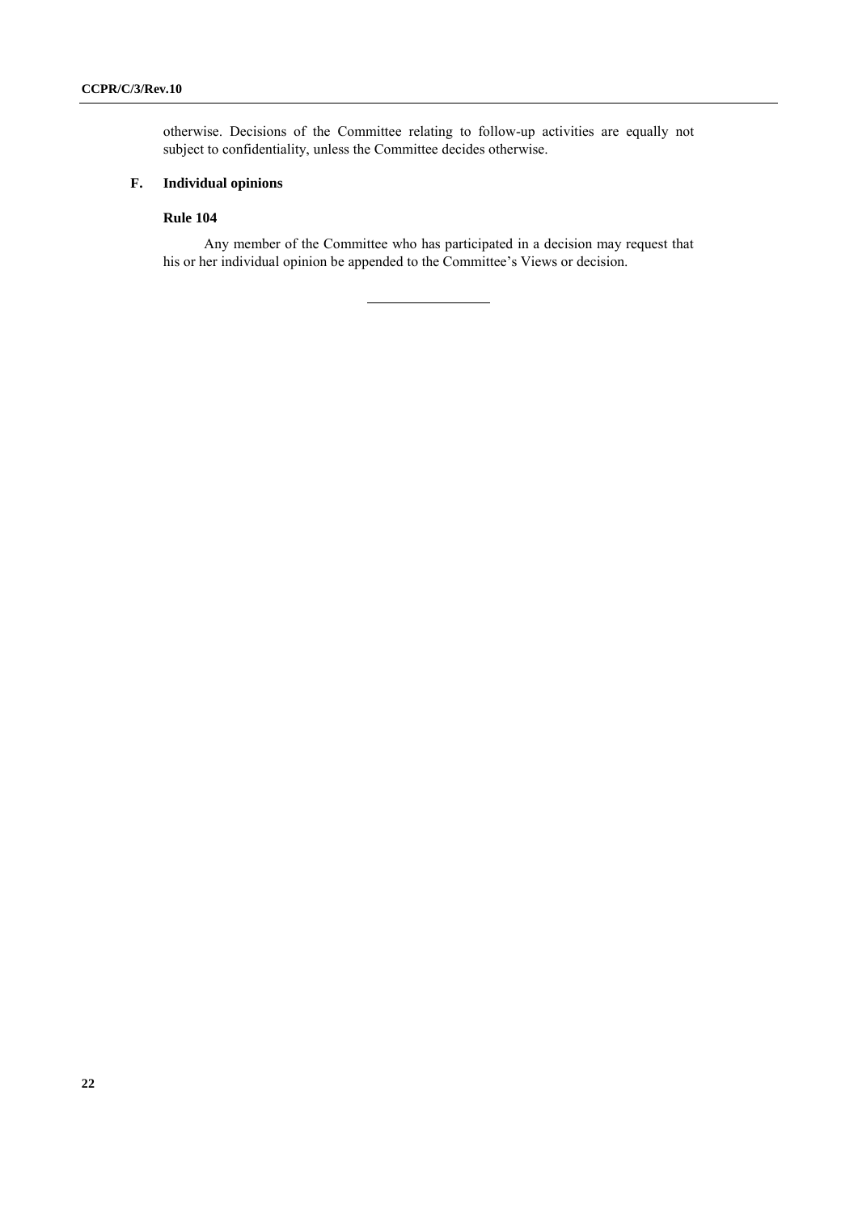otherwise. Decisions of the Committee relating to follow-up activities are equally not subject to confidentiality, unless the Committee decides otherwise.

## F. Individual opinions

### Rule 104

Any member of the Committee who has participated in a decision may request that his or her individual opinion be appended to the Committee's Views or decision.